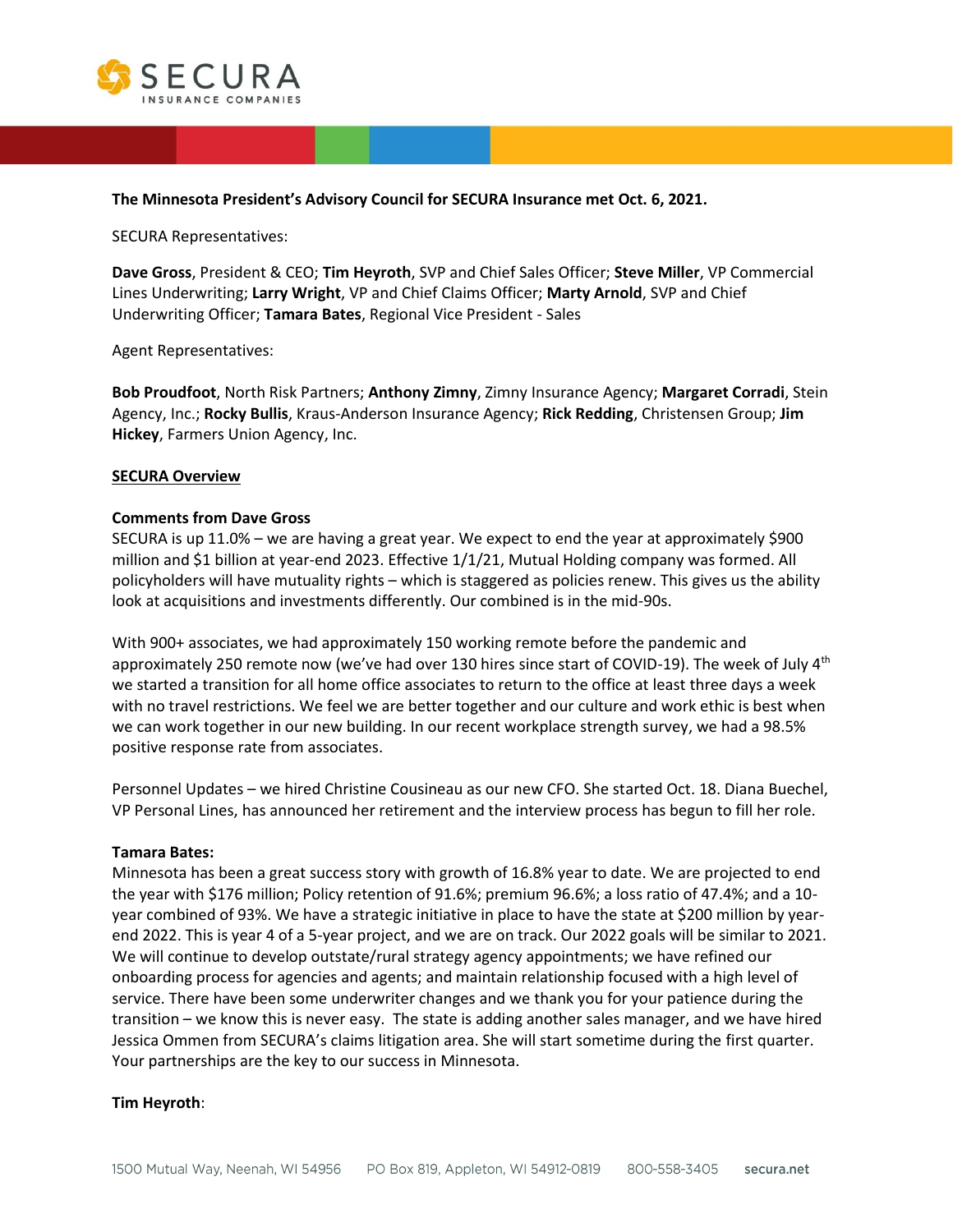**The Minnesota President's Advisory Council for SECURA Insurance met Oct. 6, 2021.**

SECURA Representatives:

**Dave Gross**, President & CEO; **Tim Heyroth**, SVP and Chief Sales Officer; **Steve Miller**, VP Commercial Lines Underwriting; **Larry Wright**, VP and Chief Claims Officer; **Marty Arnold**, SVP and Chief Underwriting Officer; **Tamara Bates**, Regional Vice President - Sales

Agent Representatives:

**Bob Proudfoot**, North Risk Partners; **Anthony Zimny**, Zimny Insurance Agency; **Margaret Corradi**, Stein Agency, Inc.; **Rocky Bullis**, Kraus-Anderson Insurance Agency; **Rick Redding**, Christensen Group; **Jim Hickey**, Farmers Union Agency, Inc.

## SECURA Overview

### Comments from Dave Gross

SECURA is up 11.0% – we are having a great year. We expect to end the year at approximately $900 million and $1 billion at year-end 2023. Effective 1/1/21, Mutual Holding company was formed. All policyholders will have mutuality rights – which is staggered as policies renew. This gives us the ability look at acquisitions and investments differently. Our combined is in the mid-90s.

With 900+ associates, we had approximately 150 working remote before the pandemic and approximately 250 remote now (we've had over 130 hires since start of COVID-19). The week of July 4th we started a transition for all home office associates to return to the office at least three days a week with no travel restrictions. We feel we are better together and our culture and work ethic is best when we can work together in our new building. In our recent workplace strength survey, we had a 98.5% positive response rate from associates.

Personnel Updates – we hired Christine Cousineau as our new CFO. She started Oct. 18. Diana Buechel, VP Personal Lines, has announced her retirement and the interview process has begun to fill her role.

### Tamara Bates:

Minnesota has been a great success story with growth of 16.8% year to date. We are projected to end the year with $176 million; Policy retention of 91.6%; premium 96.6%; a loss ratio of 47.4%; and a 10-year combined of 93%. We have a strategic initiative in place to have the state at $200 million by year-end 2022. This is year 4 of a 5-year project, and we are on track. Our 2022 goals will be similar to 2021. We will continue to develop outstate/rural strategy agency appointments; we have refined our onboarding process for agencies and agents; and maintain relationship focused with a high level of service. There have been some underwriter changes and we thank you for your patience during the transition – we know this is never easy. The state is adding another sales manager, and we have hired Jessica Ommen from SECURA's claims litigation area. She will start sometime during the first quarter. Your partnerships are the key to our success in Minnesota.

### Tim Heyroth: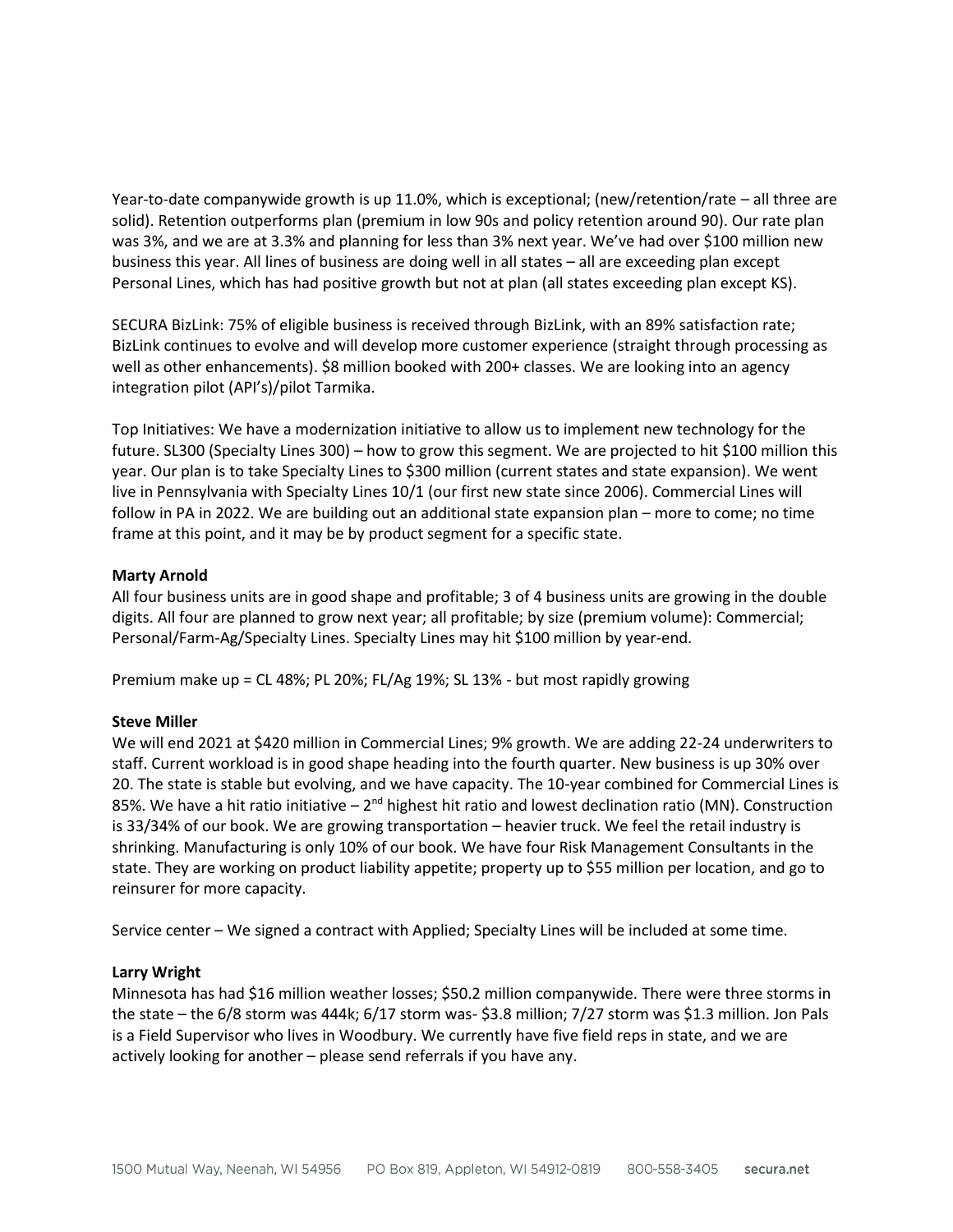Year-to-date companywide growth is up 11.0%, which is exceptional; (new/retention/rate – all three are solid). Retention outperforms plan (premium in low 90s and policy retention around 90). Our rate plan was 3%, and we are at 3.3% and planning for less than 3% next year. We've had over $100 million new business this year. All lines of business are doing well in all states – all are exceeding plan except Personal Lines, which has had positive growth but not at plan (all states exceeding plan except KS).

SECURA BizLink: 75% of eligible business is received through BizLink, with an 89% satisfaction rate; BizLink continues to evolve and will develop more customer experience (straight through processing as well as other enhancements). $8 million booked with 200+ classes. We are looking into an agency integration pilot (API's)/pilot Tarmika.

Top Initiatives: We have a modernization initiative to allow us to implement new technology for the future. SL300 (Specialty Lines 300) – how to grow this segment. We are projected to hit $100 million this year. Our plan is to take Specialty Lines to $300 million (current states and state expansion). We went live in Pennsylvania with Specialty Lines 10/1 (our first new state since 2006). Commercial Lines will follow in PA in 2022. We are building out an additional state expansion plan – more to come; no time frame at this point, and it may be by product segment for a specific state.

**Marty Arnold**

All four business units are in good shape and profitable; 3 of 4 business units are growing in the double digits. All four are planned to grow next year; all profitable; by size (premium volume): Commercial; Personal/Farm-Ag/Specialty Lines. Specialty Lines may hit $100 million by year-end.

Premium make up = CL 48%; PL 20%; FL/Ag 19%; SL 13% - but most rapidly growing

**Steve Miller**

We will end 2021 at $420 million in Commercial Lines; 9% growth. We are adding 22-24 underwriters to staff. Current workload is in good shape heading into the fourth quarter. New business is up 30% over 20. The state is stable but evolving, and we have capacity. The 10-year combined for Commercial Lines is 85%. We have a hit ratio initiative – 2nd highest hit ratio and lowest declination ratio (MN). Construction is 33/34% of our book. We are growing transportation – heavier truck. We feel the retail industry is shrinking. Manufacturing is only 10% of our book. We have four Risk Management Consultants in the state. They are working on product liability appetite; property up to $55 million per location, and go to reinsurer for more capacity.

Service center – We signed a contract with Applied; Specialty Lines will be included at some time.

**Larry Wright**

Minnesota has had $16 million weather losses; $50.2 million companywide. There were three storms in the state – the 6/8 storm was 444k; 6/17 storm was- $3.8 million; 7/27 storm was $1.3 million. Jon Pals is a Field Supervisor who lives in Woodbury. We currently have five field reps in state, and we are actively looking for another – please send referrals if you have any.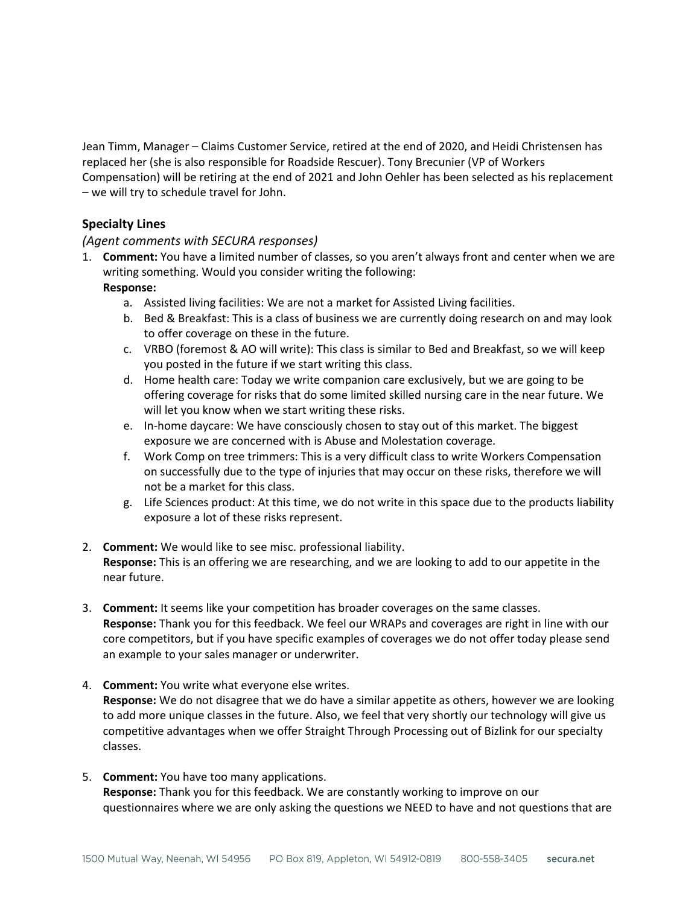Jean Timm, Manager – Claims Customer Service, retired at the end of 2020, and Heidi Christensen has replaced her (she is also responsible for Roadside Rescuer). Tony Brecunier (VP of Workers Compensation) will be retiring at the end of 2021 and John Oehler has been selected as his replacement – we will try to schedule travel for John.

### Specialty Lines

*(Agent comments with SECURA responses)*

1. **Comment:** You have a limited number of classes, so you aren't always front and center when we are writing something. Would you consider writing the following:
   **Response:**
   a. Assisted living facilities: We are not a market for Assisted Living facilities.
   b. Bed & Breakfast: This is a class of business we are currently doing research on and may look to offer coverage on these in the future.
   c. VRBO (foremost & AO will write): This class is similar to Bed and Breakfast, so we will keep you posted in the future if we start writing this class.
   d. Home health care: Today we write companion care exclusively, but we are going to be offering coverage for risks that do some limited skilled nursing care in the near future. We will let you know when we start writing these risks.
   e. In-home daycare: We have consciously chosen to stay out of this market. The biggest exposure we are concerned with is Abuse and Molestation coverage.
   f. Work Comp on tree trimmers: This is a very difficult class to write Workers Compensation on successfully due to the type of injuries that may occur on these risks, therefore we will not be a market for this class.
   g. Life Sciences product: At this time, we do not write in this space due to the products liability exposure a lot of these risks represent.

2. **Comment:** We would like to see misc. professional liability.
   **Response:** This is an offering we are researching, and we are looking to add to our appetite in the near future.

3. **Comment:** It seems like your competition has broader coverages on the same classes.
   **Response:** Thank you for this feedback. We feel our WRAPs and coverages are right in line with our core competitors, but if you have specific examples of coverages we do not offer today please send an example to your sales manager or underwriter.

4. **Comment:** You write what everyone else writes.
   **Response:** We do not disagree that we do have a similar appetite as others, however we are looking to add more unique classes in the future. Also, we feel that very shortly our technology will give us competitive advantages when we offer Straight Through Processing out of Bizlink for our specialty classes.

5. **Comment:** You have too many applications.
   **Response:** Thank you for this feedback. We are constantly working to improve on our questionnaires where we are only asking the questions we NEED to have and not questions that are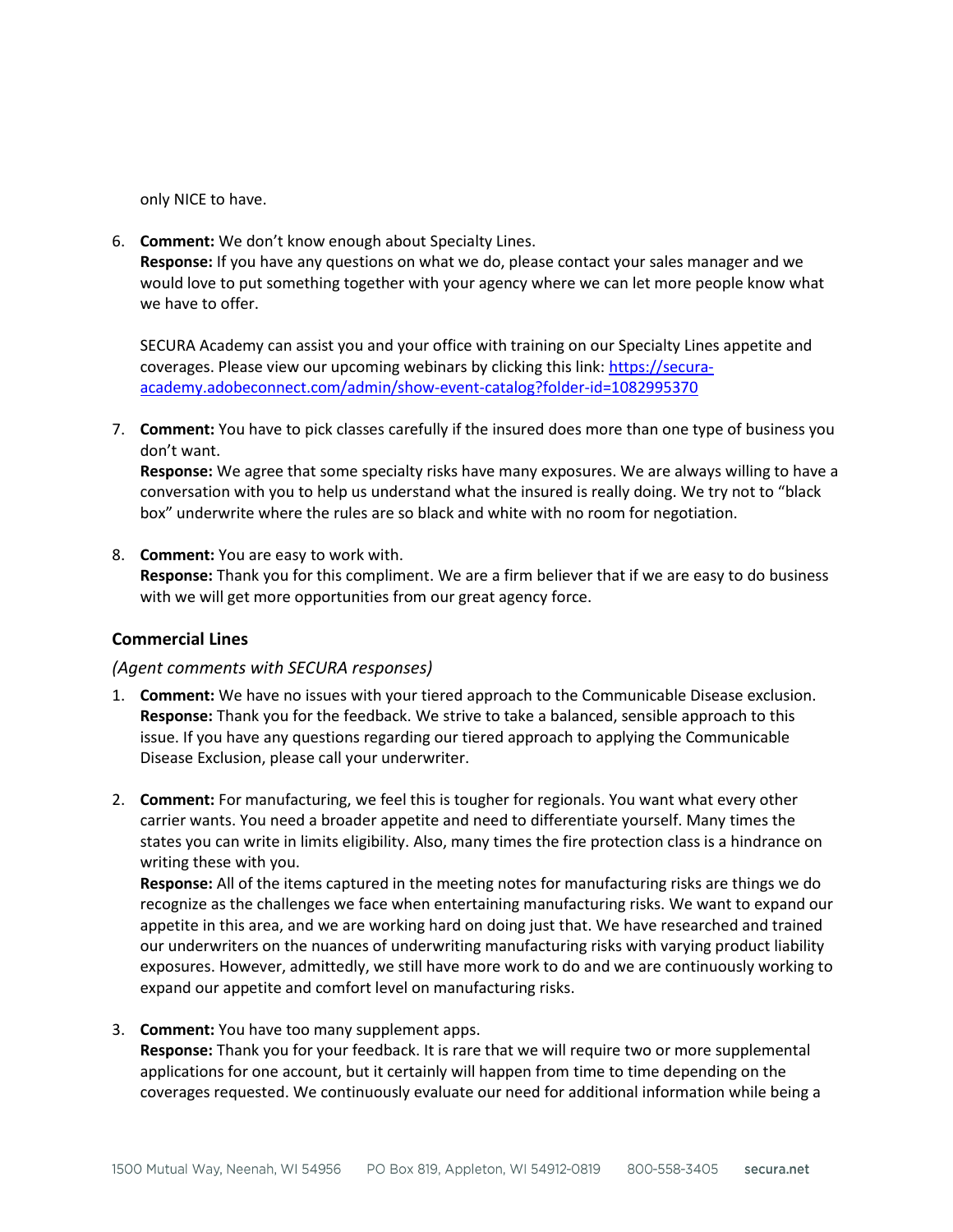only NICE to have.

6. **Comment:** We don't know enough about Specialty Lines.
   **Response:** If you have any questions on what we do, please contact your sales manager and we would love to put something together with your agency where we can let more people know what we have to offer.

   SECURA Academy can assist you and your office with training on our Specialty Lines appetite and coverages. Please view our upcoming webinars by clicking this link: [https://secura-academy.adobeconnect.com/admin/show-event-catalog?folder-id=1082995370](https://secura-academy.adobeconnect.com/admin/show-event-catalog?folder-id=1082995370)

7. **Comment:** You have to pick classes carefully if the insured does more than one type of business you don't want.
   **Response:** We agree that some specialty risks have many exposures. We are always willing to have a conversation with you to help us understand what the insured is really doing. We try not to "black box" underwrite where the rules are so black and white with no room for negotiation.

8. **Comment:** You are easy to work with.
   **Response:** Thank you for this compliment. We are a firm believer that if we are easy to do business with we will get more opportunities from our great agency force.

### Commercial Lines

*(Agent comments with SECURA responses)*

1. **Comment:** We have no issues with your tiered approach to the Communicable Disease exclusion.
   **Response:** Thank you for the feedback. We strive to take a balanced, sensible approach to this issue. If you have any questions regarding our tiered approach to applying the Communicable Disease Exclusion, please call your underwriter.

2. **Comment:** For manufacturing, we feel this is tougher for regionals. You want what every other carrier wants. You need a broader appetite and need to differentiate yourself. Many times the states you can write in limits eligibility. Also, many times the fire protection class is a hindrance on writing these with you.
   **Response:** All of the items captured in the meeting notes for manufacturing risks are things we do recognize as the challenges we face when entertaining manufacturing risks. We want to expand our appetite in this area, and we are working hard on doing just that. We have researched and trained our underwriters on the nuances of underwriting manufacturing risks with varying product liability exposures. However, admittedly, we still have more work to do and we are continuously working to expand our appetite and comfort level on manufacturing risks.

3. **Comment:** You have too many supplement apps.
   **Response:** Thank you for your feedback. It is rare that we will require two or more supplemental applications for one account, but it certainly will happen from time to time depending on the coverages requested. We continuously evaluate our need for additional information while being a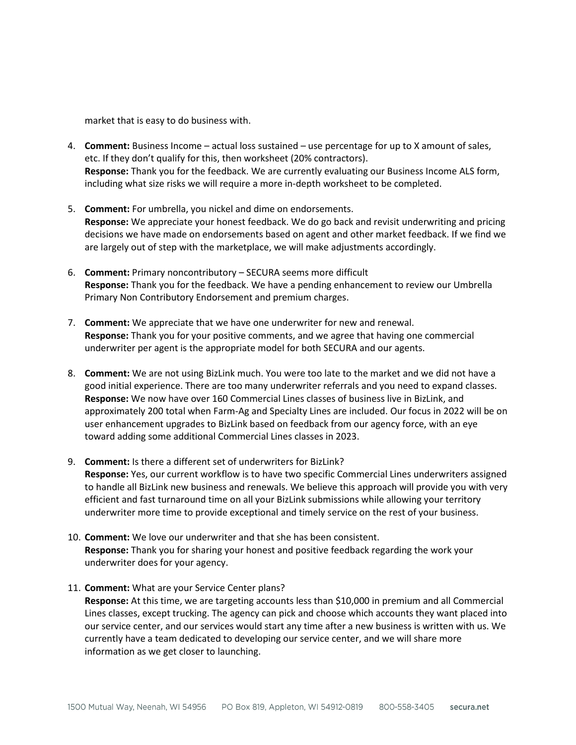market that is easy to do business with.

4. **Comment:** Business Income – actual loss sustained – use percentage for up to X amount of sales, etc. If they don't qualify for this, then worksheet (20% contractors).
   **Response:** Thank you for the feedback. We are currently evaluating our Business Income ALS form, including what size risks we will require a more in-depth worksheet to be completed.

5. **Comment:** For umbrella, you nickel and dime on endorsements.
   **Response:** We appreciate your honest feedback. We do go back and revisit underwriting and pricing decisions we have made on endorsements based on agent and other market feedback. If we find we are largely out of step with the marketplace, we will make adjustments accordingly.

6. **Comment:** Primary noncontributory – SECURA seems more difficult
   **Response:** Thank you for the feedback. We have a pending enhancement to review our Umbrella Primary Non Contributory Endorsement and premium charges.

7. **Comment:** We appreciate that we have one underwriter for new and renewal.
   **Response:** Thank you for your positive comments, and we agree that having one commercial underwriter per agent is the appropriate model for both SECURA and our agents.

8. **Comment:** We are not using BizLink much. You were too late to the market and we did not have a good initial experience. There are too many underwriter referrals and you need to expand classes.
   **Response:** We now have over 160 Commercial Lines classes of business live in BizLink, and approximately 200 total when Farm-Ag and Specialty Lines are included. Our focus in 2022 will be on user enhancement upgrades to BizLink based on feedback from our agency force, with an eye toward adding some additional Commercial Lines classes in 2023.

9. **Comment:** Is there a different set of underwriters for BizLink?
   **Response:** Yes, our current workflow is to have two specific Commercial Lines underwriters assigned to handle all BizLink new business and renewals. We believe this approach will provide you with very efficient and fast turnaround time on all your BizLink submissions while allowing your territory underwriter more time to provide exceptional and timely service on the rest of your business.

10. **Comment:** We love our underwriter and that she has been consistent.
    **Response:** Thank you for sharing your honest and positive feedback regarding the work your underwriter does for your agency.

11. **Comment:** What are your Service Center plans?
    **Response:** At this time, we are targeting accounts less than $10,000 in premium and all Commercial Lines classes, except trucking. The agency can pick and choose which accounts they want placed into our service center, and our services would start any time after a new business is written with us. We currently have a team dedicated to developing our service center, and we will share more information as we get closer to launching.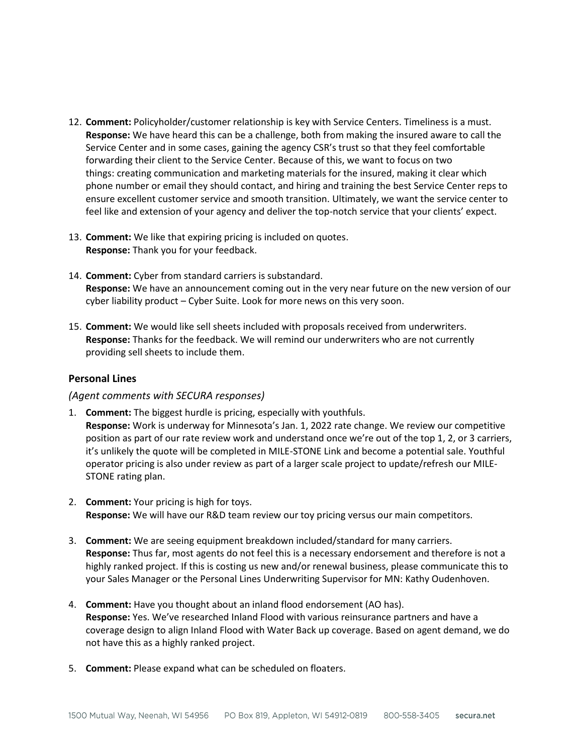12. **Comment:** Policyholder/customer relationship is key with Service Centers. Timeliness is a must.
    **Response:** We have heard this can be a challenge, both from making the insured aware to call the Service Center and in some cases, gaining the agency CSR's trust so that they feel comfortable forwarding their client to the Service Center. Because of this, we want to focus on two things: creating communication and marketing materials for the insured, making it clear which phone number or email they should contact, and hiring and training the best Service Center reps to ensure excellent customer service and smooth transition. Ultimately, we want the service center to feel like and extension of your agency and deliver the top-notch service that your clients' expect.

13. **Comment:** We like that expiring pricing is included on quotes.
    **Response:** Thank you for your feedback.

14. **Comment:** Cyber from standard carriers is substandard.
    **Response:** We have an announcement coming out in the very near future on the new version of our cyber liability product – Cyber Suite. Look for more news on this very soon.

15. **Comment:** We would like sell sheets included with proposals received from underwriters.
    **Response:** Thanks for the feedback. We will remind our underwriters who are not currently providing sell sheets to include them.

### Personal Lines

*(Agent comments with SECURA responses)*

1. **Comment:** The biggest hurdle is pricing, especially with youthfuls.
   **Response:** Work is underway for Minnesota's Jan. 1, 2022 rate change. We review our competitive position as part of our rate review work and understand once we're out of the top 1, 2, or 3 carriers, it's unlikely the quote will be completed in MILE-STONE Link and become a potential sale. Youthful operator pricing is also under review as part of a larger scale project to update/refresh our MILE-STONE rating plan.

2. **Comment:** Your pricing is high for toys.
   **Response:** We will have our R&D team review our toy pricing versus our main competitors.

3. **Comment:** We are seeing equipment breakdown included/standard for many carriers.
   **Response:** Thus far, most agents do not feel this is a necessary endorsement and therefore is not a highly ranked project. If this is costing us new and/or renewal business, please communicate this to your Sales Manager or the Personal Lines Underwriting Supervisor for MN: Kathy Oudenhoven.

4. **Comment:** Have you thought about an inland flood endorsement (AO has).
   **Response:** Yes. We've researched Inland Flood with various reinsurance partners and have a coverage design to align Inland Flood with Water Back up coverage. Based on agent demand, we do not have this as a highly ranked project.

5. **Comment:** Please expand what can be scheduled on floaters.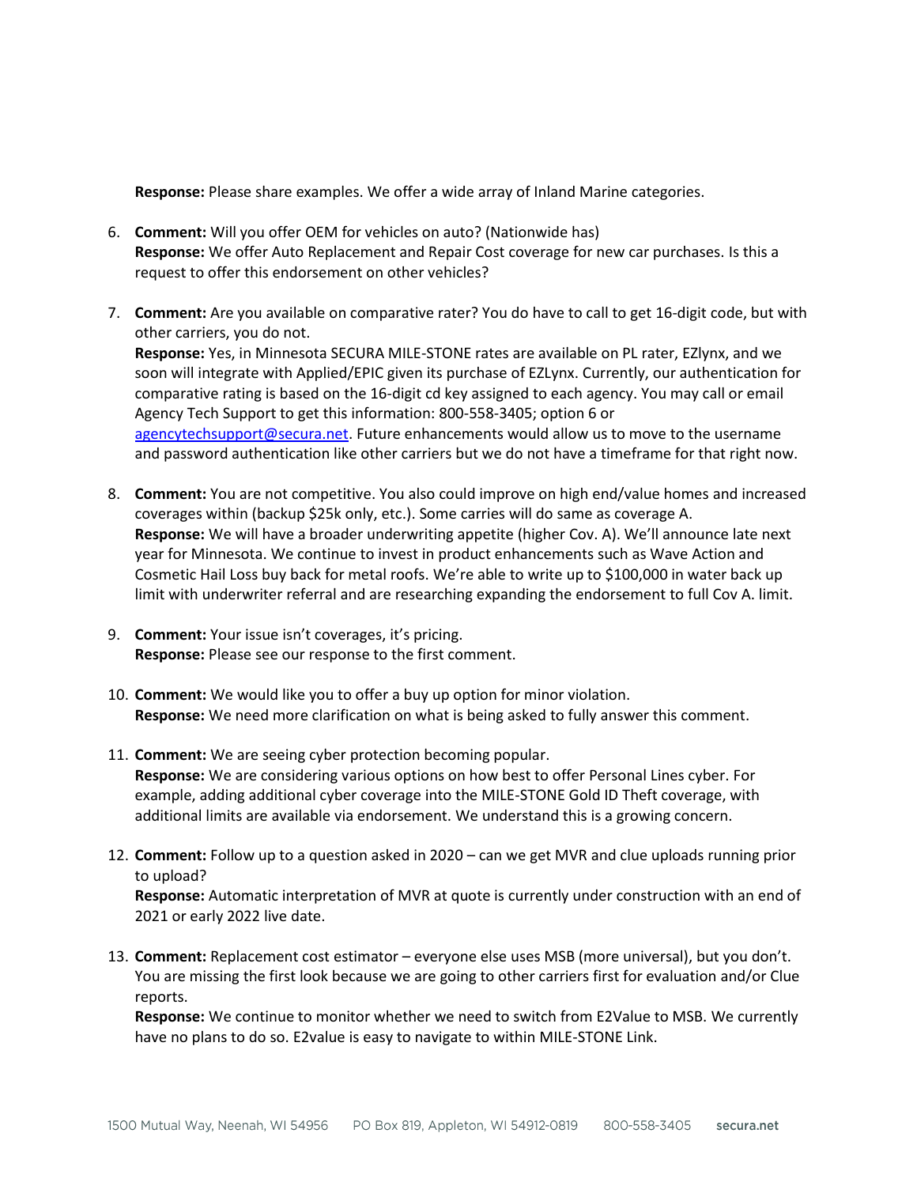**Response:** Please share examples. We offer a wide array of Inland Marine categories.

6. **Comment:** Will you offer OEM for vehicles on auto? (Nationwide has)
   **Response:** We offer Auto Replacement and Repair Cost coverage for new car purchases. Is this a request to offer this endorsement on other vehicles?

7. **Comment:** Are you available on comparative rater? You do have to call to get 16-digit code, but with other carriers, you do not.
   **Response:** Yes, in Minnesota SECURA MILE-STONE rates are available on PL rater, EZlynx, and we soon will integrate with Applied/EPIC given its purchase of EZLynx. Currently, our authentication for comparative rating is based on the 16-digit cd key assigned to each agency. You may call or email Agency Tech Support to get this information: 800-558-3405; option 6 or agencytechsupport@secura.net. Future enhancements would allow us to move to the username and password authentication like other carriers but we do not have a timeframe for that right now.

8. **Comment:** You are not competitive. You also could improve on high end/value homes and increased coverages within (backup $25k only, etc.). Some carries will do same as coverage A.
   **Response:** We will have a broader underwriting appetite (higher Cov. A). We'll announce late next year for Minnesota. We continue to invest in product enhancements such as Wave Action and Cosmetic Hail Loss buy back for metal roofs. We're able to write up to $100,000 in water back up limit with underwriter referral and are researching expanding the endorsement to full Cov A. limit.

9. **Comment:** Your issue isn't coverages, it's pricing.
   **Response:** Please see our response to the first comment.

10. **Comment:** We would like you to offer a buy up option for minor violation.
    **Response:** We need more clarification on what is being asked to fully answer this comment.

11. **Comment:** We are seeing cyber protection becoming popular.
    **Response:** We are considering various options on how best to offer Personal Lines cyber. For example, adding additional cyber coverage into the MILE-STONE Gold ID Theft coverage, with additional limits are available via endorsement. We understand this is a growing concern.

12. **Comment:** Follow up to a question asked in 2020 – can we get MVR and clue uploads running prior to upload?
    **Response:** Automatic interpretation of MVR at quote is currently under construction with an end of 2021 or early 2022 live date.

13. **Comment:** Replacement cost estimator – everyone else uses MSB (more universal), but you don't. You are missing the first look because we are going to other carriers first for evaluation and/or Clue reports.
    **Response:** We continue to monitor whether we need to switch from E2Value to MSB. We currently have no plans to do so. E2value is easy to navigate to within MILE-STONE Link.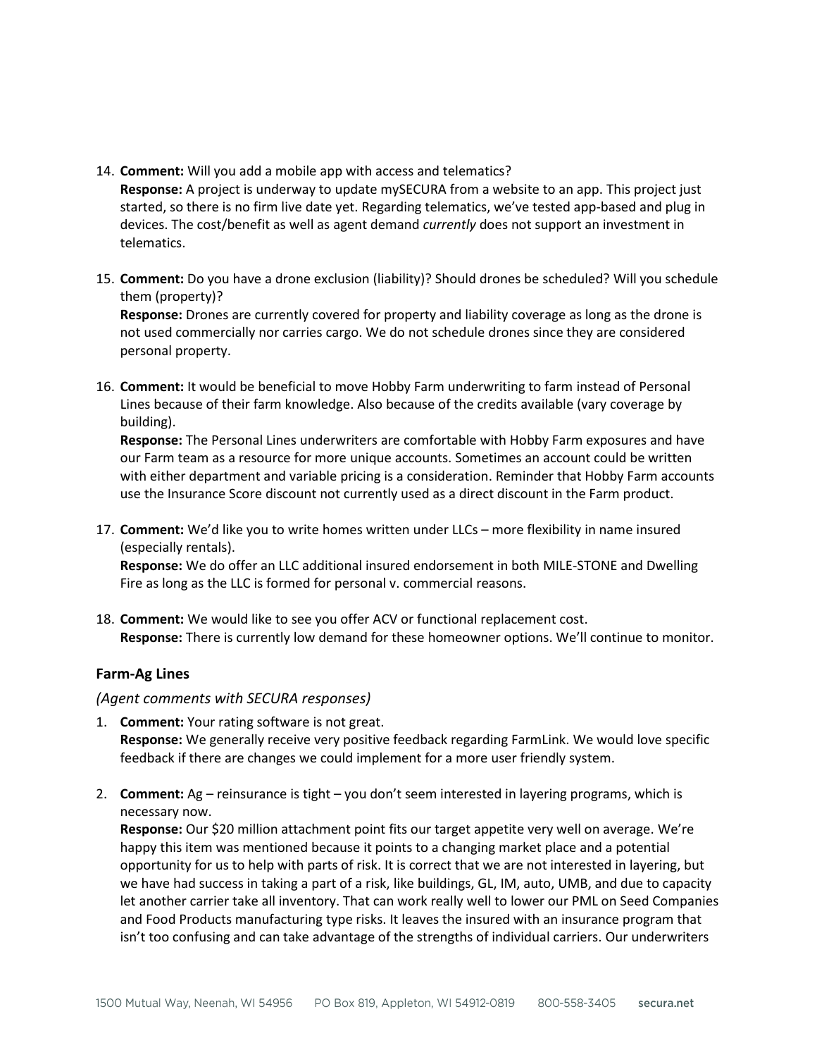14. **Comment:** Will you add a mobile app with access and telematics?
    **Response:** A project is underway to update mySECURA from a website to an app. This project just started, so there is no firm live date yet. Regarding telematics, we've tested app-based and plug in devices. The cost/benefit as well as agent demand *currently* does not support an investment in telematics.

15. **Comment:** Do you have a drone exclusion (liability)? Should drones be scheduled? Will you schedule them (property)?
    **Response:** Drones are currently covered for property and liability coverage as long as the drone is not used commercially nor carries cargo. We do not schedule drones since they are considered personal property.

16. **Comment:** It would be beneficial to move Hobby Farm underwriting to farm instead of Personal Lines because of their farm knowledge. Also because of the credits available (vary coverage by building).
    **Response:** The Personal Lines underwriters are comfortable with Hobby Farm exposures and have our Farm team as a resource for more unique accounts. Sometimes an account could be written with either department and variable pricing is a consideration. Reminder that Hobby Farm accounts use the Insurance Score discount not currently used as a direct discount in the Farm product.

17. **Comment:** We'd like you to write homes written under LLCs – more flexibility in name insured (especially rentals).
    **Response:** We do offer an LLC additional insured endorsement in both MILE-STONE and Dwelling Fire as long as the LLC is formed for personal v. commercial reasons.

18. **Comment:** We would like to see you offer ACV or functional replacement cost.
    **Response:** There is currently low demand for these homeowner options. We'll continue to monitor.

### Farm-Ag Lines

*(Agent comments with SECURA responses)*

1. **Comment:** Your rating software is not great.
   **Response:** We generally receive very positive feedback regarding FarmLink. We would love specific feedback if there are changes we could implement for a more user friendly system.

2. **Comment:** Ag – reinsurance is tight – you don't seem interested in layering programs, which is necessary now.
   **Response:** Our $20 million attachment point fits our target appetite very well on average. We're happy this item was mentioned because it points to a changing market place and a potential opportunity for us to help with parts of risk. It is correct that we are not interested in layering, but we have had success in taking a part of a risk, like buildings, GL, IM, auto, UMB, and due to capacity let another carrier take all inventory. That can work really well to lower our PML on Seed Companies and Food Products manufacturing type risks. It leaves the insured with an insurance program that isn't too confusing and can take advantage of the strengths of individual carriers. Our underwriters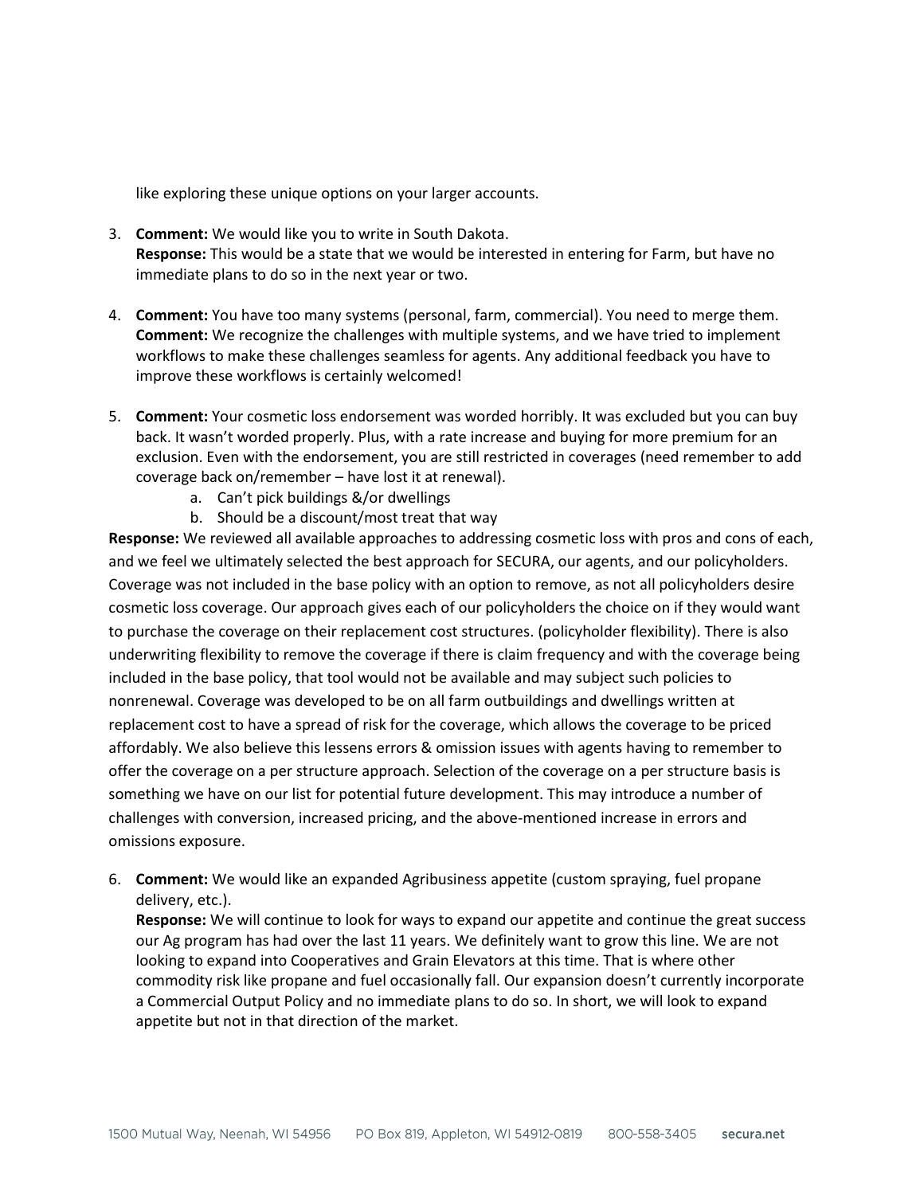like exploring these unique options on your larger accounts.

3. **Comment:** We would like you to write in South Dakota.
   **Response:** This would be a state that we would be interested in entering for Farm, but have no immediate plans to do so in the next year or two.

4. **Comment:** You have too many systems (personal, farm, commercial). You need to merge them.
   **Comment:** We recognize the challenges with multiple systems, and we have tried to implement workflows to make these challenges seamless for agents. Any additional feedback you have to improve these workflows is certainly welcomed!

5. **Comment:** Your cosmetic loss endorsement was worded horribly. It was excluded but you can buy back. It wasn't worded properly. Plus, with a rate increase and buying for more premium for an exclusion. Even with the endorsement, you are still restricted in coverages (need remember to add coverage back on/remember – have lost it at renewal).
   a. Can't pick buildings &/or dwellings
   b. Should be a discount/most treat that way

**Response:** We reviewed all available approaches to addressing cosmetic loss with pros and cons of each, and we feel we ultimately selected the best approach for SECURA, our agents, and our policyholders. Coverage was not included in the base policy with an option to remove, as not all policyholders desire cosmetic loss coverage. Our approach gives each of our policyholders the choice on if they would want to purchase the coverage on their replacement cost structures. (policyholder flexibility). There is also underwriting flexibility to remove the coverage if there is claim frequency and with the coverage being included in the base policy, that tool would not be available and may subject such policies to nonrenewal. Coverage was developed to be on all farm outbuildings and dwellings written at replacement cost to have a spread of risk for the coverage, which allows the coverage to be priced affordably. We also believe this lessens errors & omission issues with agents having to remember to offer the coverage on a per structure approach. Selection of the coverage on a per structure basis is something we have on our list for potential future development. This may introduce a number of challenges with conversion, increased pricing, and the above-mentioned increase in errors and omissions exposure.

6. **Comment:** We would like an expanded Agribusiness appetite (custom spraying, fuel propane delivery, etc.).
   **Response:** We will continue to look for ways to expand our appetite and continue the great success our Ag program has had over the last 11 years. We definitely want to grow this line. We are not looking to expand into Cooperatives and Grain Elevators at this time. That is where other commodity risk like propane and fuel occasionally fall. Our expansion doesn't currently incorporate a Commercial Output Policy and no immediate plans to do so. In short, we will look to expand appetite but not in that direction of the market.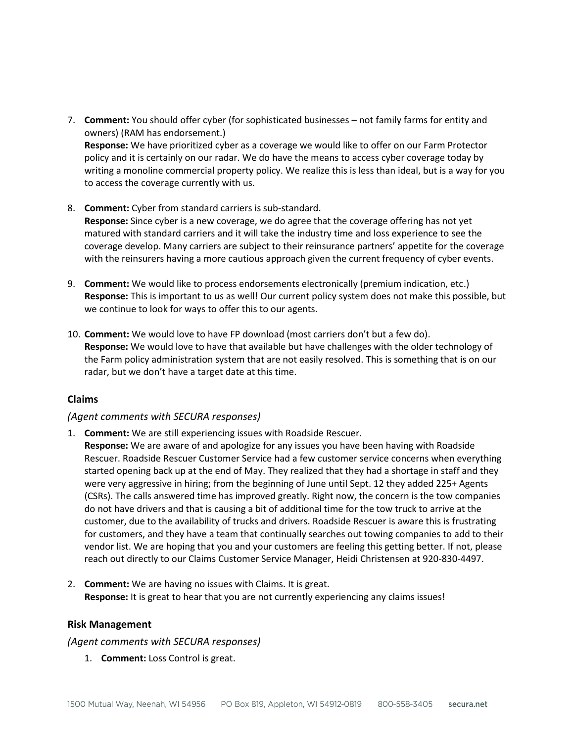7. **Comment:** You should offer cyber (for sophisticated businesses – not family farms for entity and owners) (RAM has endorsement.)
   **Response:** We have prioritized cyber as a coverage we would like to offer on our Farm Protector policy and it is certainly on our radar. We do have the means to access cyber coverage today by writing a monoline commercial property policy. We realize this is less than ideal, but is a way for you to access the coverage currently with us.

8. **Comment:** Cyber from standard carriers is sub-standard.
   **Response:** Since cyber is a new coverage, we do agree that the coverage offering has not yet matured with standard carriers and it will take the industry time and loss experience to see the coverage develop. Many carriers are subject to their reinsurance partners' appetite for the coverage with the reinsurers having a more cautious approach given the current frequency of cyber events.

9. **Comment:** We would like to process endorsements electronically (premium indication, etc.)
   **Response:** This is important to us as well! Our current policy system does not make this possible, but we continue to look for ways to offer this to our agents.

10. **Comment:** We would love to have FP download (most carriers don't but a few do).
    **Response:** We would love to have that available but have challenges with the older technology of the Farm policy administration system that are not easily resolved. This is something that is on our radar, but we don't have a target date at this time.

### Claims

*(Agent comments with SECURA responses)*

1. **Comment:** We are still experiencing issues with Roadside Rescuer.
   **Response:** We are aware of and apologize for any issues you have been having with Roadside Rescuer. Roadside Rescuer Customer Service had a few customer service concerns when everything started opening back up at the end of May. They realized that they had a shortage in staff and they were very aggressive in hiring; from the beginning of June until Sept. 12 they added 225+ Agents (CSRs). The calls answered time has improved greatly. Right now, the concern is the tow companies do not have drivers and that is causing a bit of additional time for the tow truck to arrive at the customer, due to the availability of trucks and drivers. Roadside Rescuer is aware this is frustrating for customers, and they have a team that continually searches out towing companies to add to their vendor list. We are hoping that you and your customers are feeling this getting better. If not, please reach out directly to our Claims Customer Service Manager, Heidi Christensen at 920-830-4497.

2. **Comment:** We are having no issues with Claims. It is great.
   **Response:** It is great to hear that you are not currently experiencing any claims issues!

### Risk Management

*(Agent comments with SECURA responses)*

1. **Comment:** Loss Control is great.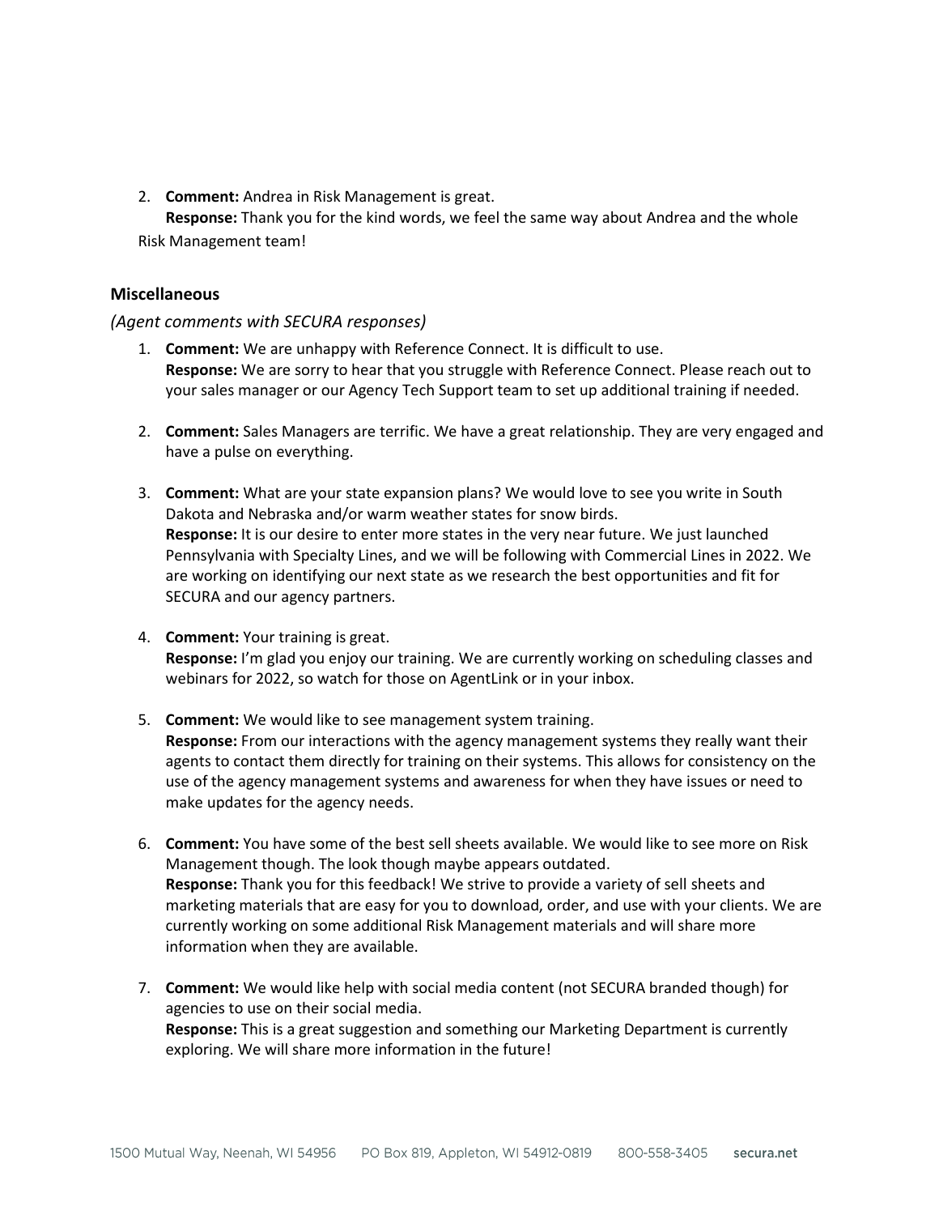2. **Comment:** Andrea in Risk Management is great.
   **Response:** Thank you for the kind words, we feel the same way about Andrea and the whole Risk Management team!

### Miscellaneous

*(Agent comments with SECURA responses)*

1. **Comment:** We are unhappy with Reference Connect. It is difficult to use.
   **Response:** We are sorry to hear that you struggle with Reference Connect. Please reach out to your sales manager or our Agency Tech Support team to set up additional training if needed.

2. **Comment:** Sales Managers are terrific. We have a great relationship. They are very engaged and have a pulse on everything.

3. **Comment:** What are your state expansion plans? We would love to see you write in South Dakota and Nebraska and/or warm weather states for snow birds.
   **Response:** It is our desire to enter more states in the very near future. We just launched Pennsylvania with Specialty Lines, and we will be following with Commercial Lines in 2022. We are working on identifying our next state as we research the best opportunities and fit for SECURA and our agency partners.

4. **Comment:** Your training is great.
   **Response:** I'm glad you enjoy our training. We are currently working on scheduling classes and webinars for 2022, so watch for those on AgentLink or in your inbox.

5. **Comment:** We would like to see management system training.
   **Response:** From our interactions with the agency management systems they really want their agents to contact them directly for training on their systems. This allows for consistency on the use of the agency management systems and awareness for when they have issues or need to make updates for the agency needs.

6. **Comment:** You have some of the best sell sheets available. We would like to see more on Risk Management though. The look though maybe appears outdated.
   **Response:** Thank you for this feedback! We strive to provide a variety of sell sheets and marketing materials that are easy for you to download, order, and use with your clients. We are currently working on some additional Risk Management materials and will share more information when they are available.

7. **Comment:** We would like help with social media content (not SECURA branded though) for agencies to use on their social media.
   **Response:** This is a great suggestion and something our Marketing Department is currently exploring. We will share more information in the future!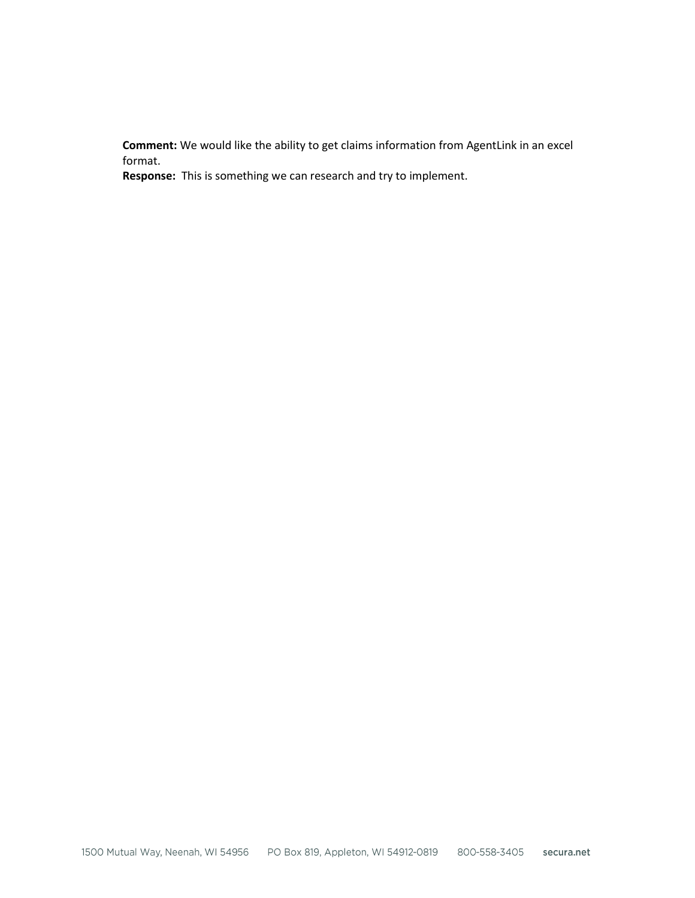**Comment:** We would like the ability to get claims information from AgentLink in an excel format.
**Response:** This is something we can research and try to implement.